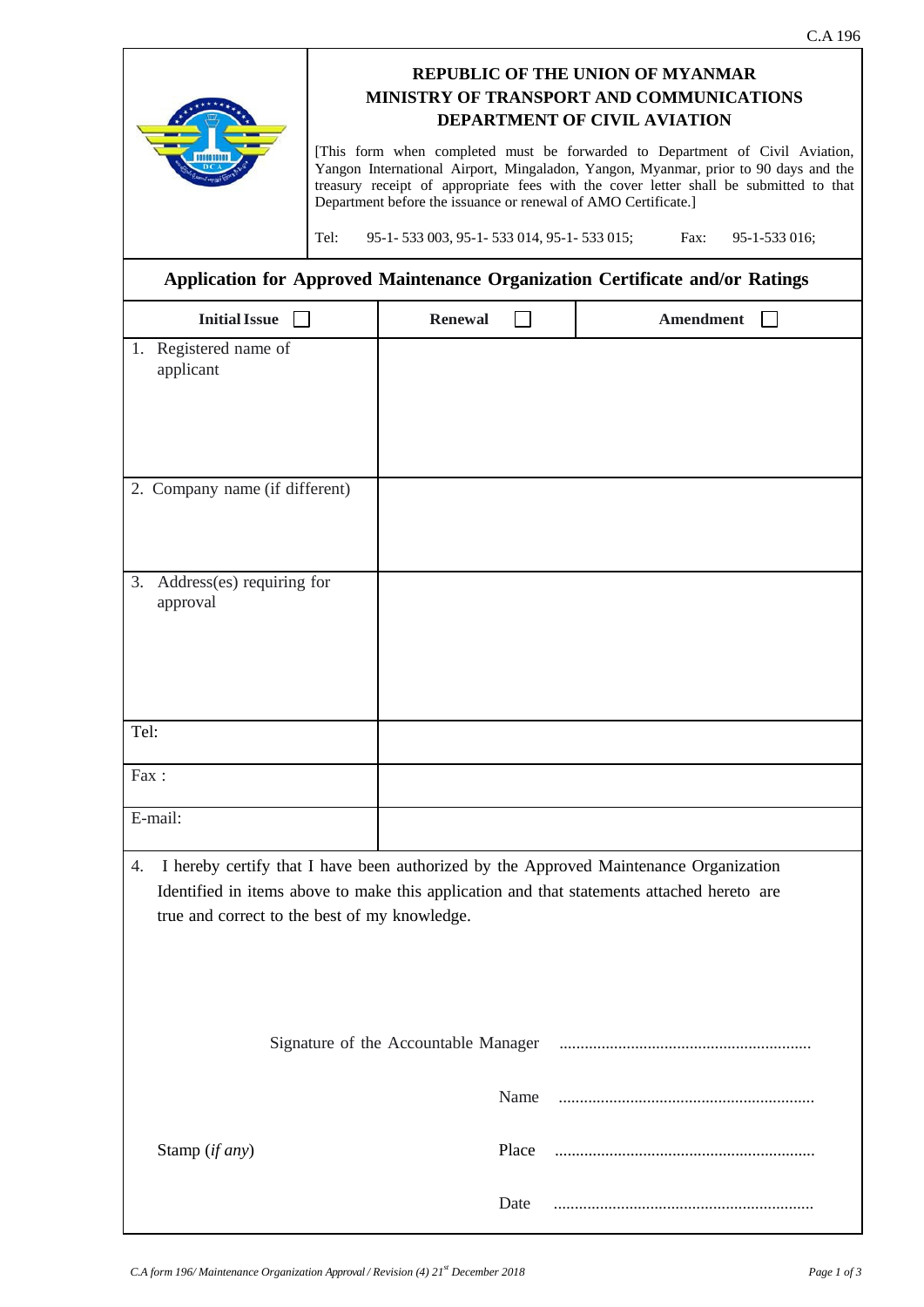C.A 196

# REPUBLIC OF THE UNION OF MYANMAR
## MINISTRY OF TRANSPORT AND COMMUNICATIONS
## DEPARTMENT OF CIVIL AVIATION

[This form when completed must be forwarded to Department of Civil Aviation, Yangon International Airport, Mingaladon, Yangon, Myanmar, prior to 90 days and the treasury receipt of appropriate fees with the cover letter shall be submitted to that Department before the issuance or renewal of AMO Certificate.]

Tel: 95-1- 533 003, 95-1- 533 014, 95-1- 533 015; Fax: 95-1-533 016;

## Application for Approved Maintenance Organization Certificate and/or Ratings

| **Initial Issue** ☐ | **Renewal** ☐ | **Amendment** ☐ |
|---|---|---|

| | |
|---|---|
| 1. Registered name of applicant | |
| 2. Company name (if different) | |
| 3. Address(es) requiring for approval | |
| Tel: | |
| Fax : | |
| E-mail: | |

4. I hereby certify that I have been authorized by the Approved Maintenance Organization Identified in items above to make this application and that statements attached hereto are true and correct to the best of my knowledge.

Signature of the Accountable Manager ............................................................

Name ............................................................

Stamp (*if any*) Place ............................................................

Date ............................................................

*C.A form 196/ Maintenance Organization Approval / Revision (4) 21st December 2018*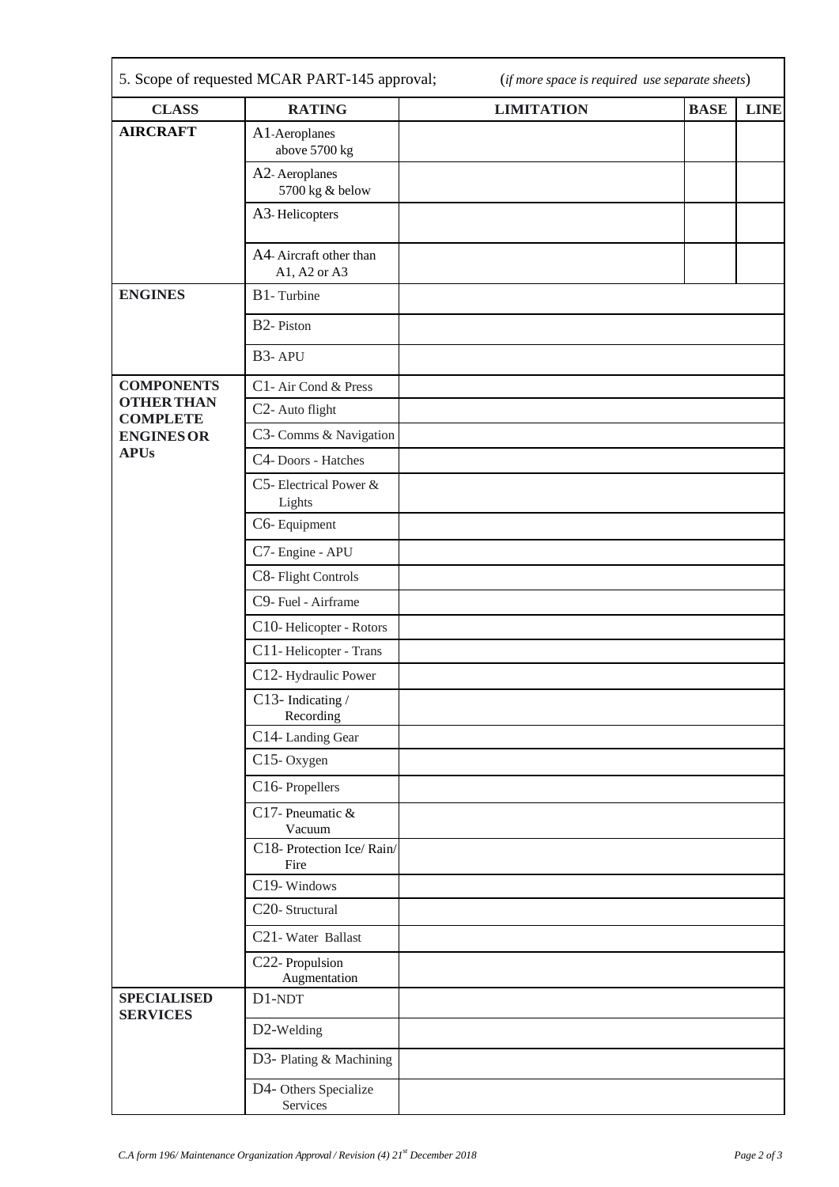5. Scope of requested MCAR PART-145 approval; (*if more space is required use separate sheets*)

| CLASS | RATING | LIMITATION | BASE | LINE |
|---|---|---|---|---|
| **AIRCRAFT** | A1-Aeroplanes above 5700 kg | | | |
| | A2- Aeroplanes 5700 kg & below | | | |
| | A3- Helicopters | | | |
| | A4- Aircraft other than A1, A2 or A3 | | | |
| **ENGINES** | B1- Turbine | | | |
| | B2- Piston | | | |
| | B3- APU | | | |
| **COMPONENTS OTHER THAN COMPLETE ENGINES OR APUs** | C1- Air Cond & Press | | | |
| | C2- Auto flight | | | |
| | C3- Comms & Navigation | | | |
| | C4- Doors - Hatches | | | |
| | C5- Electrical Power & Lights | | | |
| | C6- Equipment | | | |
| | C7- Engine - APU | | | |
| | C8- Flight Controls | | | |
| | C9- Fuel - Airframe | | | |
| | C10- Helicopter - Rotors | | | |
| | C11- Helicopter - Trans | | | |
| | C12- Hydraulic Power | | | |
| | C13- Indicating / Recording | | | |
| | C14- Landing Gear | | | |
| | C15- Oxygen | | | |
| | C16- Propellers | | | |
| | C17- Pneumatic & Vacuum | | | |
| | C18- Protection Ice/ Rain/ Fire | | | |
| | C19- Windows | | | |
| | C20- Structural | | | |
| | C21- Water Ballast | | | |
| | C22- Propulsion Augmentation | | | |
| **SPECIALISED SERVICES** | D1-NDT | | | |
| | D2-Welding | | | |
| | D3- Plating & Machining | | | |
| | D4- Others Specialize Services | | | |

*C.A form 196/ Maintenance Organization Approval / Revision (4) 21st December 2018*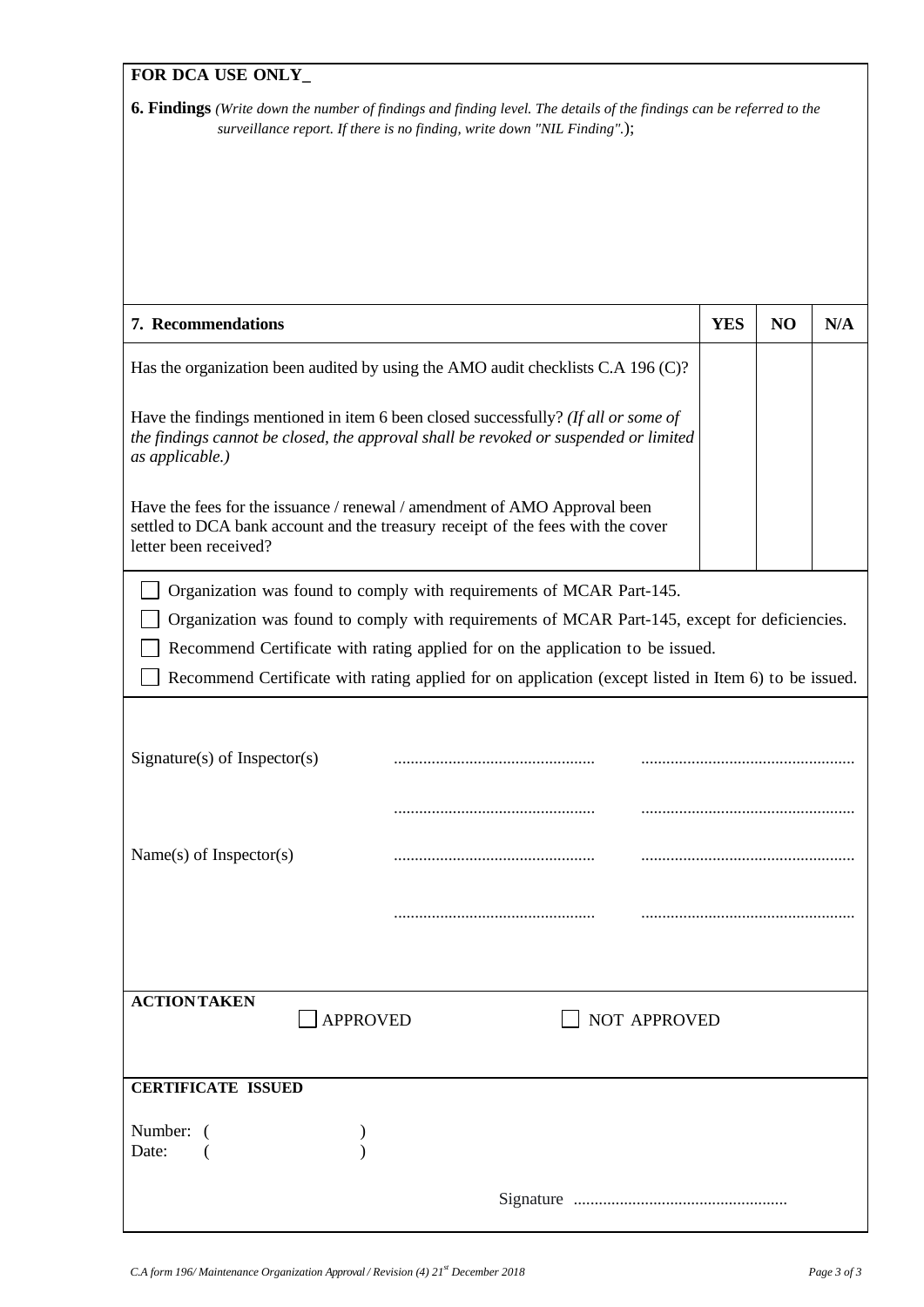**FOR DCA USE ONLY_**

**6. Findings** *(Write down the number of findings and finding level. The details of the findings can be referred to the surveillance report. If there is no finding, write down "NIL Finding".)*;

| 7. Recommendations | YES | NO | N/A |
|---|---|---|---|
| Has the organization been audited by using the AMO audit checklists C.A 196 (C)? | | | |
| Have the findings mentioned in item 6 been closed successfully? *(If all or some of the findings cannot be closed, the approval shall be revoked or suspended or limited as applicable.)* | | | |
| Have the fees for the issuance / renewal / amendment of AMO Approval been settled to DCA bank account and the treasury receipt of the fees with the cover letter been received? | | | |

☐ Organization was found to comply with requirements of MCAR Part-145.

☐ Organization was found to comply with requirements of MCAR Part-145, except for deficiencies.

☐ Recommend Certificate with rating applied for on the application to be issued.

☐ Recommend Certificate with rating applied for on application (except listed in Item 6) to be issued.

Signature(s) of Inspector(s) ............................................... ..................................................

............................................... ..................................................

Name(s) of Inspector(s) ............................................... ..................................................

............................................... ..................................................

**ACTION TAKEN**

☐ APPROVED ☐ NOT APPROVED

**CERTIFICATE ISSUED**

Number: ( )

Date: ( )

Signature ..................................................